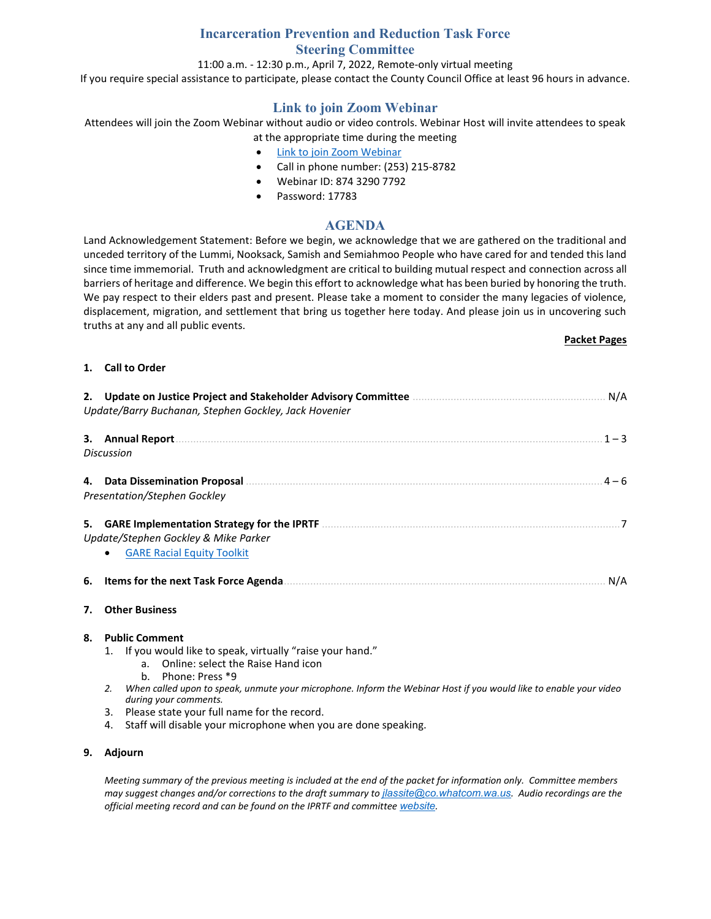# Incarceration Prevention and Reduction Task Force
## Steering Committee

11:00 a.m. - 12:30 p.m., April 7, 2022, Remote-only virtual meeting

If you require special assistance to participate, please contact the County Council Office at least 96 hours in advance.

## Link to join Zoom Webinar

Attendees will join the Zoom Webinar without audio or video controls. Webinar Host will invite attendees to speak at the appropriate time during the meeting

- Link to join Zoom Webinar
- Call in phone number: (253) 215-8782
- Webinar ID: 874 3290 7792
- Password: 17783

## AGENDA

Land Acknowledgement Statement: Before we begin, we acknowledge that we are gathered on the traditional and unceded territory of the Lummi, Nooksack, Samish and Semiahmoo People who have cared for and tended this land since time immemorial. Truth and acknowledgment are critical to building mutual respect and connection across all barriers of heritage and difference. We begin this effort to acknowledge what has been buried by honoring the truth. We pay respect to their elders past and present. Please take a moment to consider the many legacies of violence, displacement, migration, and settlement that bring us together here today. And please join us in uncovering such truths at any and all public events.

**Packet Pages**

**1. Call to Order**

**2. Update on Justice Project and Stakeholder Advisory Committee** ........ N/A
*Update/Barry Buchanan, Stephen Gockley, Jack Hovenier*

**3. Annual Report** ........ 1 – 3
*Discussion*

**4. Data Dissemination Proposal** ........ 4 – 6
*Presentation/Stephen Gockley*

**5. GARE Implementation Strategy for the IPRTF** ........ 7
*Update/Stephen Gockley & Mike Parker*

- GARE Racial Equity Toolkit

**6. Items for the next Task Force Agenda** ........ N/A

**7. Other Business**

**8. Public Comment**

1. If you would like to speak, virtually "raise your hand."
   a. Online: select the Raise Hand icon
   b. Phone: Press *9
2. *When called upon to speak, unmute your microphone. Inform the Webinar Host if you would like to enable your video during your comments.*
3. Please state your full name for the record.
4. Staff will disable your microphone when you are done speaking.

**9. Adjourn**

*Meeting summary of the previous meeting is included at the end of the packet for information only. Committee members may suggest changes and/or corrections to the draft summary to jlassite@co.whatcom.wa.us. Audio recordings are the official meeting record and can be found on the IPRTF and committee website.*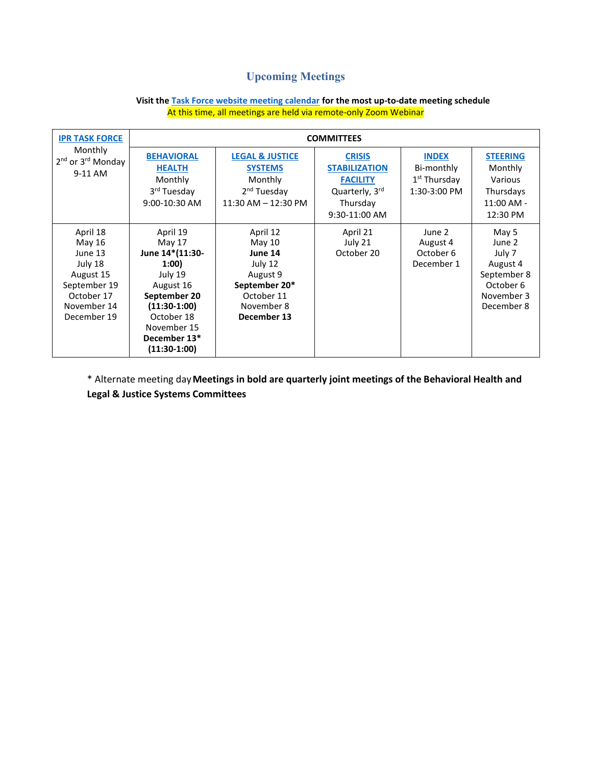## Upcoming Meetings

**Visit the Task Force website meeting calendar for the most up-to-date meeting schedule**

At this time, all meetings are held via remote-only Zoom Webinar

| IPR TASK FORCE | COMMITTEES | | | | |
|---|---|---|---|---|---|
| | **BEHAVIORAL HEALTH**<br>Monthly<br>3rd Tuesday<br>9:00-10:30 AM | **LEGAL & JUSTICE SYSTEMS**<br>Monthly<br>2nd Tuesday<br>11:30 AM – 12:30 PM | **CRISIS STABILIZATION FACILITY**<br>Quarterly, 3rd Thursday<br>9:30-11:00 AM | **INDEX**<br>Bi-monthly<br>1st Thursday<br>1:30-3:00 PM | **STEERING**<br>Monthly<br>Various Thursdays<br>11:00 AM - 12:30 PM |
| Monthly<br>2nd or 3rd Monday<br>9-11 AM | | | | | |
| April 18<br>May 16<br>June 13<br>July 18<br>August 15<br>September 19<br>October 17<br>November 14<br>December 19 | April 19<br>May 17<br>**June 14*(11:30-1:00)**<br>July 19<br>August 16<br>**September 20 (11:30-1:00)**<br>October 18<br>November 15<br>**December 13* (11:30-1:00)** | April 12<br>May 10<br>**June 14**<br>July 12<br>August 9<br>**September 20***<br>October 11<br>November 8<br>**December 13** | April 21<br>July 21<br>October 20 | June 2<br>August 4<br>October 6<br>December 1 | May 5<br>June 2<br>July 7<br>August 4<br>September 8<br>October 6<br>November 3<br>December 8 |

\* Alternate meeting day **Meetings in bold are quarterly joint meetings of the Behavioral Health and Legal & Justice Systems Committees**